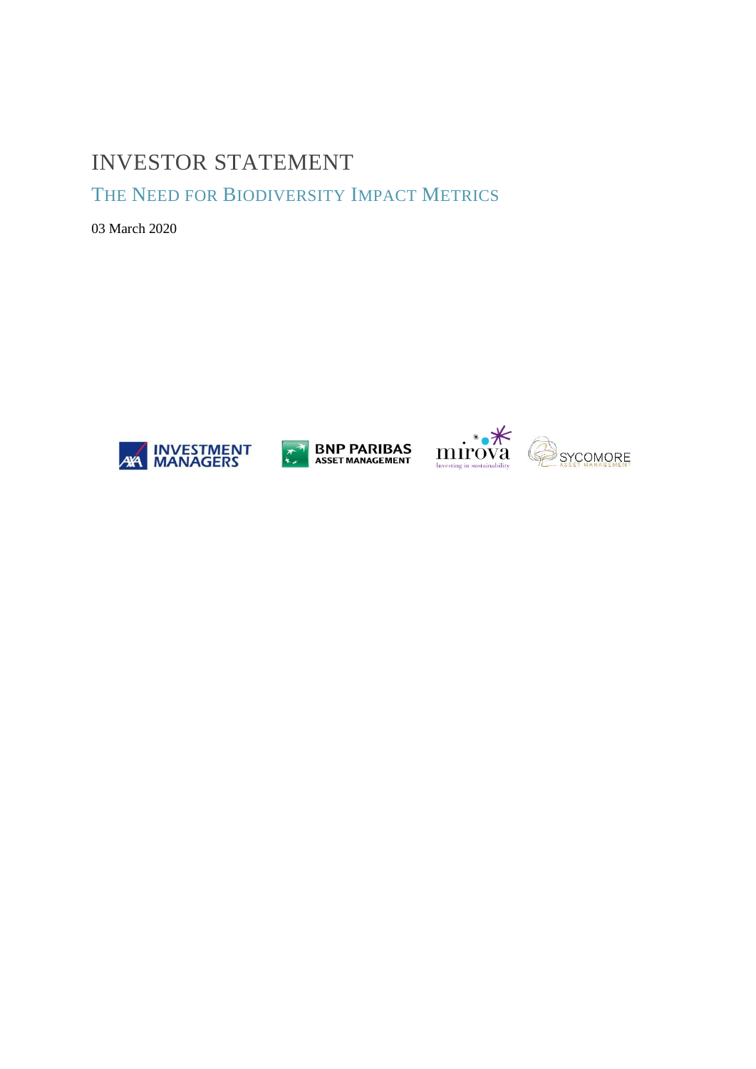# INVESTOR STATEMENT

## THE NEED FOR BIODIVERSITY IMPACT METRICS

03 March 2020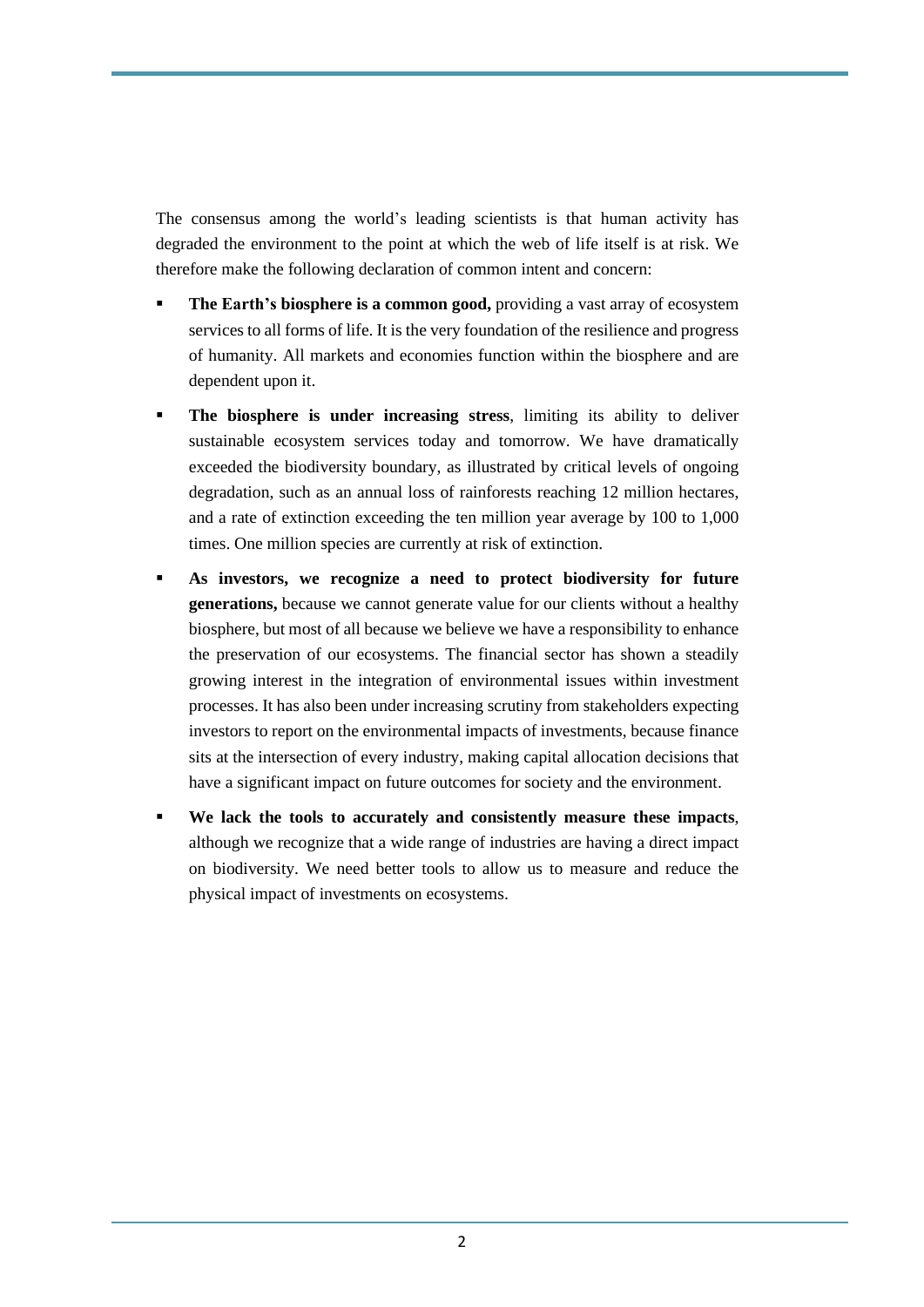The consensus among the world's leading scientists is that human activity has degraded the environment to the point at which the web of life itself is at risk. We therefore make the following declaration of common intent and concern:

- **The Earth's biosphere is a common good,** providing a vast array of ecosystem services to all forms of life. It is the very foundation of the resilience and progress of humanity. All markets and economies function within the biosphere and are dependent upon it.
- **The biosphere is under increasing stress**, limiting its ability to deliver sustainable ecosystem services today and tomorrow. We have dramatically exceeded the biodiversity boundary, as illustrated by critical levels of ongoing degradation, such as an annual loss of rainforests reaching 12 million hectares, and a rate of extinction exceeding the ten million year average by 100 to 1,000 times. One million species are currently at risk of extinction.
- **As investors, we recognize a need to protect biodiversity for future generations,** because we cannot generate value for our clients without a healthy biosphere, but most of all because we believe we have a responsibility to enhance the preservation of our ecosystems. The financial sector has shown a steadily growing interest in the integration of environmental issues within investment processes. It has also been under increasing scrutiny from stakeholders expecting investors to report on the environmental impacts of investments, because finance sits at the intersection of every industry, making capital allocation decisions that have a significant impact on future outcomes for society and the environment.
- **We lack the tools to accurately and consistently measure these impacts**, although we recognize that a wide range of industries are having a direct impact on biodiversity. We need better tools to allow us to measure and reduce the physical impact of investments on ecosystems.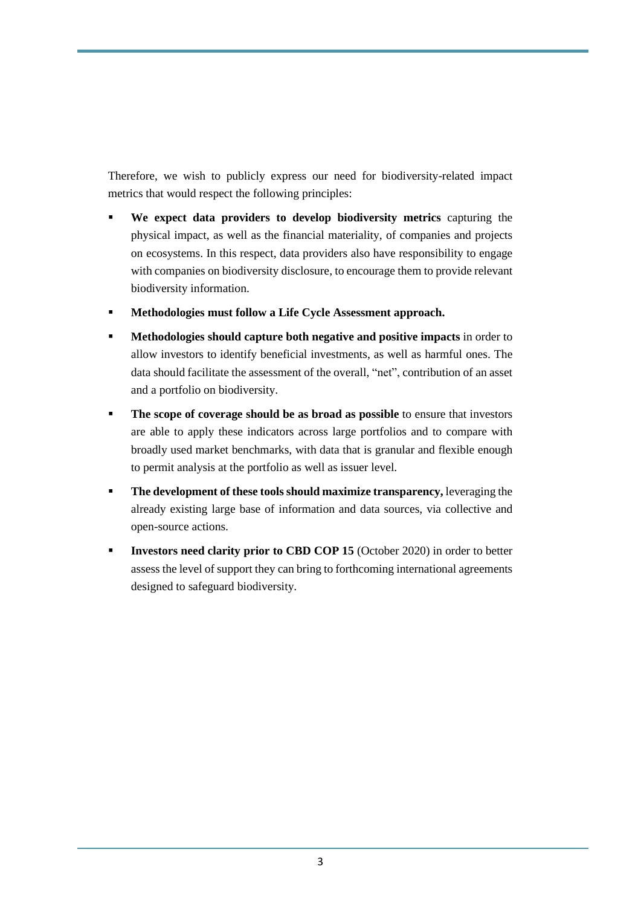Therefore, we wish to publicly express our need for biodiversity-related impact metrics that would respect the following principles:

- **We expect data providers to develop biodiversity metrics** capturing the physical impact, as well as the financial materiality, of companies and projects on ecosystems. In this respect, data providers also have responsibility to engage with companies on biodiversity disclosure, to encourage them to provide relevant biodiversity information.
- **Methodologies must follow a Life Cycle Assessment approach.**
- **Methodologies should capture both negative and positive impacts** in order to allow investors to identify beneficial investments, as well as harmful ones. The data should facilitate the assessment of the overall, "net", contribution of an asset and a portfolio on biodiversity.
- **The scope of coverage should be as broad as possible** to ensure that investors are able to apply these indicators across large portfolios and to compare with broadly used market benchmarks, with data that is granular and flexible enough to permit analysis at the portfolio as well as issuer level.
- **The development of these tools should maximize transparency,** leveraging the already existing large base of information and data sources, via collective and open-source actions.
- **Investors need clarity prior to CBD COP 15** (October 2020) in order to better assess the level of support they can bring to forthcoming international agreements designed to safeguard biodiversity.